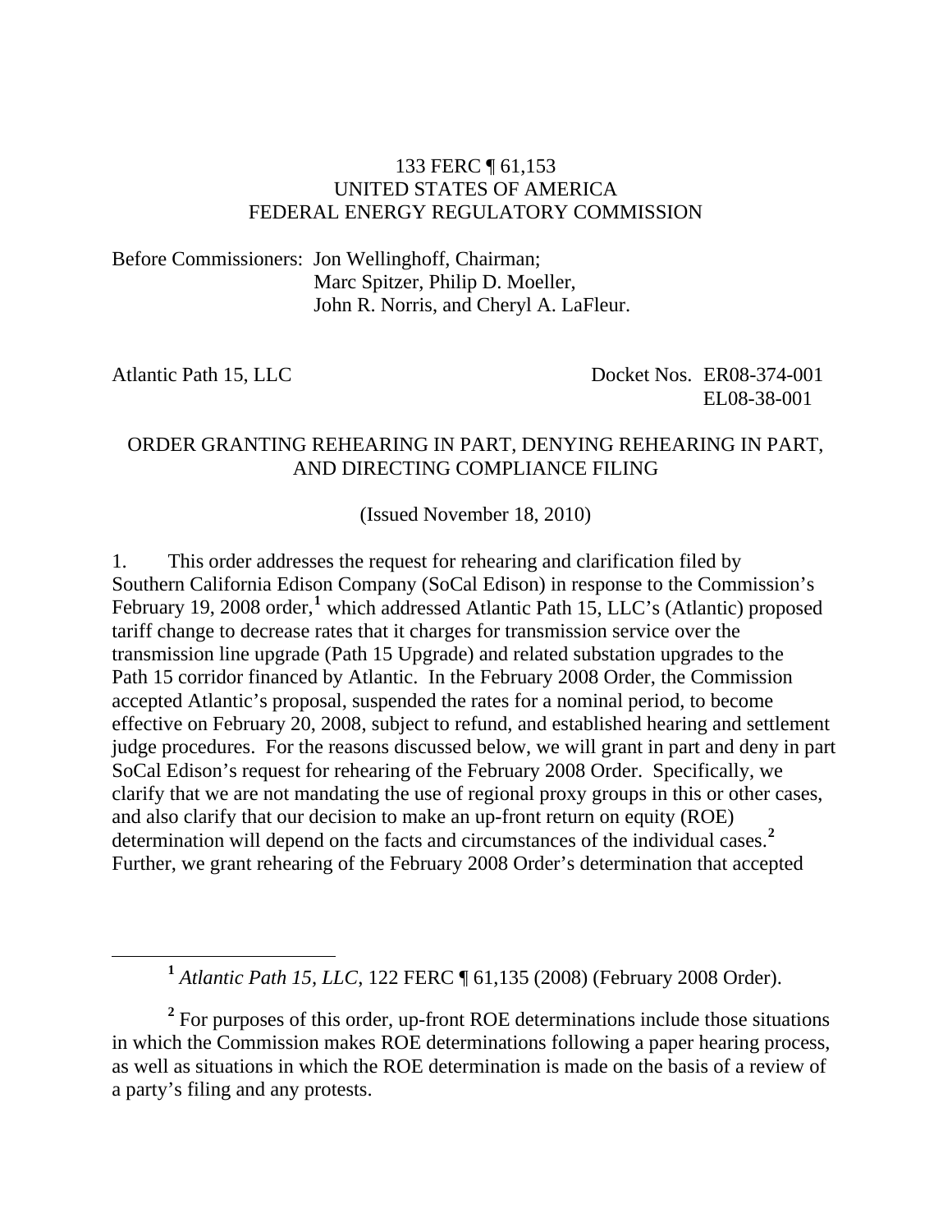133 FERC ¶ 61,153
UNITED STATES OF AMERICA
FEDERAL ENERGY REGULATORY COMMISSION

Before Commissioners: Jon Wellinghoff, Chairman;
Marc Spitzer, Philip D. Moeller,
John R. Norris, and Cheryl A. LaFleur.

Atlantic Path 15, LLC — Docket Nos. ER08-374-001, EL08-38-001

ORDER GRANTING REHEARING IN PART, DENYING REHEARING IN PART, AND DIRECTING COMPLIANCE FILING

(Issued November 18, 2010)

1. This order addresses the request for rehearing and clarification filed by Southern California Edison Company (SoCal Edison) in response to the Commission's February 19, 2008 order,[1] which addressed Atlantic Path 15, LLC's (Atlantic) proposed tariff change to decrease rates that it charges for transmission service over the transmission line upgrade (Path 15 Upgrade) and related substation upgrades to the Path 15 corridor financed by Atlantic. In the February 2008 Order, the Commission accepted Atlantic's proposal, suspended the rates for a nominal period, to become effective on February 20, 2008, subject to refund, and established hearing and settlement judge procedures. For the reasons discussed below, we will grant in part and deny in part SoCal Edison's request for rehearing of the February 2008 Order. Specifically, we clarify that we are not mandating the use of regional proxy groups in this or other cases, and also clarify that our decision to make an up-front return on equity (ROE) determination will depend on the facts and circumstances of the individual cases.[2] Further, we grant rehearing of the February 2008 Order's determination that accepted

[1] *Atlantic Path 15, LLC*, 122 FERC ¶ 61,135 (2008) (February 2008 Order).

[2] For purposes of this order, up-front ROE determinations include those situations in which the Commission makes ROE determinations following a paper hearing process, as well as situations in which the ROE determination is made on the basis of a review of a party's filing and any protests.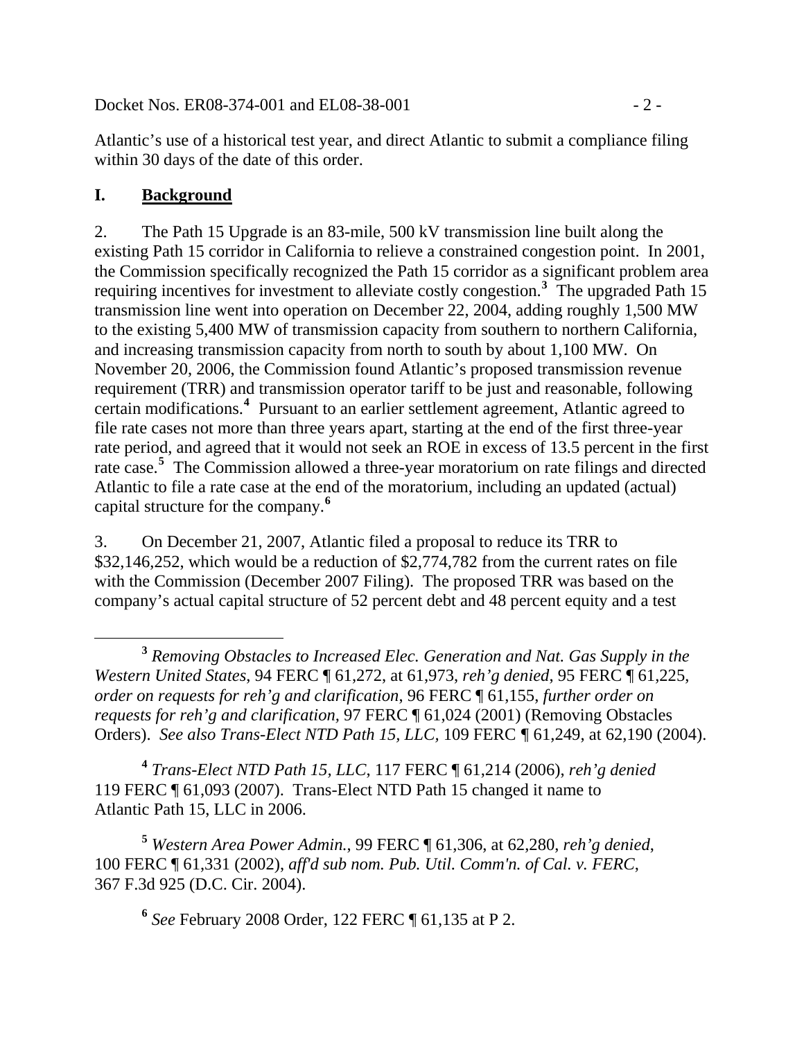Atlantic's use of a historical test year, and direct Atlantic to submit a compliance filing within 30 days of the date of this order.

## I. Background

2. The Path 15 Upgrade is an 83-mile, 500 kV transmission line built along the existing Path 15 corridor in California to relieve a constrained congestion point. In 2001, the Commission specifically recognized the Path 15 corridor as a significant problem area requiring incentives for investment to alleviate costly congestion.[3] The upgraded Path 15 transmission line went into operation on December 22, 2004, adding roughly 1,500 MW to the existing 5,400 MW of transmission capacity from southern to northern California, and increasing transmission capacity from north to south by about 1,100 MW. On November 20, 2006, the Commission found Atlantic's proposed transmission revenue requirement (TRR) and transmission operator tariff to be just and reasonable, following certain modifications.[4] Pursuant to an earlier settlement agreement, Atlantic agreed to file rate cases not more than three years apart, starting at the end of the first three-year rate period, and agreed that it would not seek an ROE in excess of 13.5 percent in the first rate case.[5] The Commission allowed a three-year moratorium on rate filings and directed Atlantic to file a rate case at the end of the moratorium, including an updated (actual) capital structure for the company.[6]

3. On December 21, 2007, Atlantic filed a proposal to reduce its TRR to $32,146,252, which would be a reduction of $2,774,782 from the current rates on file with the Commission (December 2007 Filing). The proposed TRR was based on the company's actual capital structure of 52 percent debt and 48 percent equity and a test

---

[3] *Removing Obstacles to Increased Elec. Generation and Nat. Gas Supply in the Western United States*, 94 FERC ¶ 61,272, at 61,973, *reh'g denied*, 95 FERC ¶ 61,225, *order on requests for reh'g and clarification*, 96 FERC ¶ 61,155, *further order on requests for reh'g and clarification*, 97 FERC ¶ 61,024 (2001) (Removing Obstacles Orders). *See also Trans-Elect NTD Path 15, LLC,* 109 FERC ¶ 61,249, at 62,190 (2004).

[4] *Trans-Elect NTD Path 15, LLC*, 117 FERC ¶ 61,214 (2006), *reh'g denied* 119 FERC ¶ 61,093 (2007). Trans-Elect NTD Path 15 changed it name to Atlantic Path 15, LLC in 2006.

[5] *Western Area Power Admin.*, 99 FERC ¶ 61,306, at 62,280, *reh'g denied*, 100 FERC ¶ 61,331 (2002), *aff'd sub nom. Pub. Util. Comm'n. of Cal. v. FERC*, 367 F.3d 925 (D.C. Cir. 2004).

[6] *See* February 2008 Order, 122 FERC ¶ 61,135 at P 2.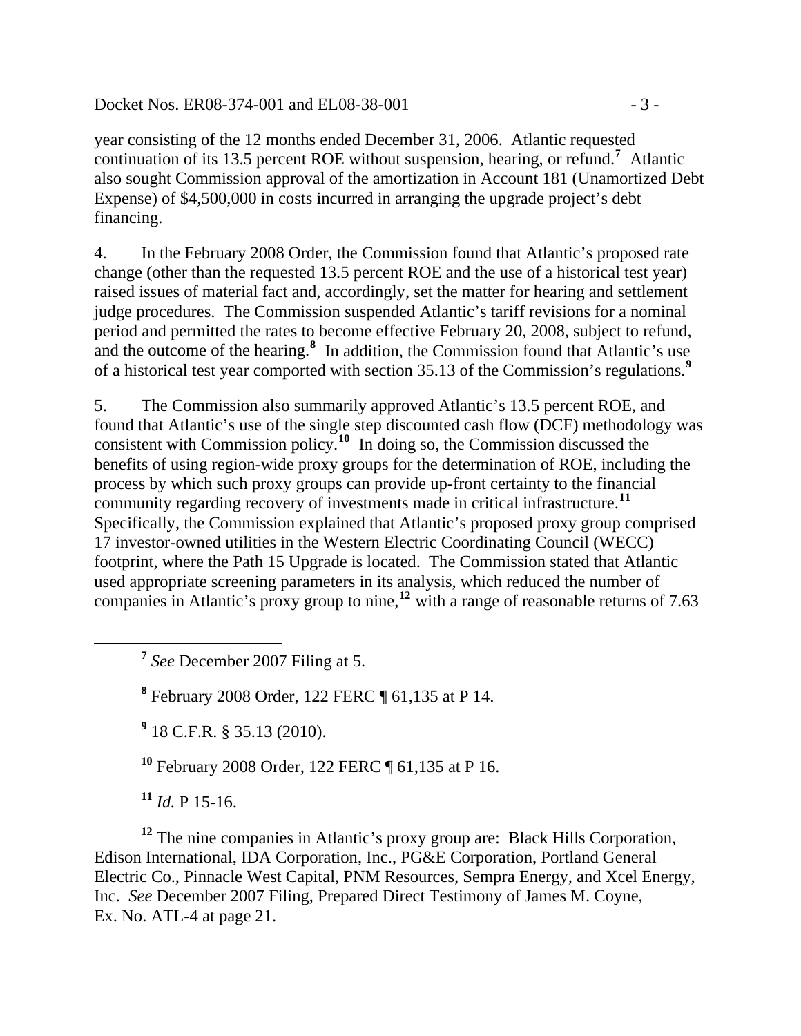year consisting of the 12 months ended December 31, 2006. Atlantic requested continuation of its 13.5 percent ROE without suspension, hearing, or refund.[7] Atlantic also sought Commission approval of the amortization in Account 181 (Unamortized Debt Expense) of $4,500,000 in costs incurred in arranging the upgrade project's debt financing.

4. In the February 2008 Order, the Commission found that Atlantic's proposed rate change (other than the requested 13.5 percent ROE and the use of a historical test year) raised issues of material fact and, accordingly, set the matter for hearing and settlement judge procedures. The Commission suspended Atlantic's tariff revisions for a nominal period and permitted the rates to become effective February 20, 2008, subject to refund, and the outcome of the hearing.[8] In addition, the Commission found that Atlantic's use of a historical test year comported with section 35.13 of the Commission's regulations.[9]

5. The Commission also summarily approved Atlantic's 13.5 percent ROE, and found that Atlantic's use of the single step discounted cash flow (DCF) methodology was consistent with Commission policy.[10] In doing so, the Commission discussed the benefits of using region-wide proxy groups for the determination of ROE, including the process by which such proxy groups can provide up-front certainty to the financial community regarding recovery of investments made in critical infrastructure.[11] Specifically, the Commission explained that Atlantic's proposed proxy group comprised 17 investor-owned utilities in the Western Electric Coordinating Council (WECC) footprint, where the Path 15 Upgrade is located. The Commission stated that Atlantic used appropriate screening parameters in its analysis, which reduced the number of companies in Atlantic's proxy group to nine,[12] with a range of reasonable returns of 7.63

---

[7] *See* December 2007 Filing at 5.

[8] February 2008 Order, 122 FERC ¶ 61,135 at P 14.

[9] 18 C.F.R. § 35.13 (2010).

[10] February 2008 Order, 122 FERC ¶ 61,135 at P 16.

[11] *Id.* P 15-16.

[12] The nine companies in Atlantic's proxy group are: Black Hills Corporation, Edison International, IDA Corporation, Inc., PG&E Corporation, Portland General Electric Co., Pinnacle West Capital, PNM Resources, Sempra Energy, and Xcel Energy, Inc. *See* December 2007 Filing, Prepared Direct Testimony of James M. Coyne, Ex. No. ATL-4 at page 21.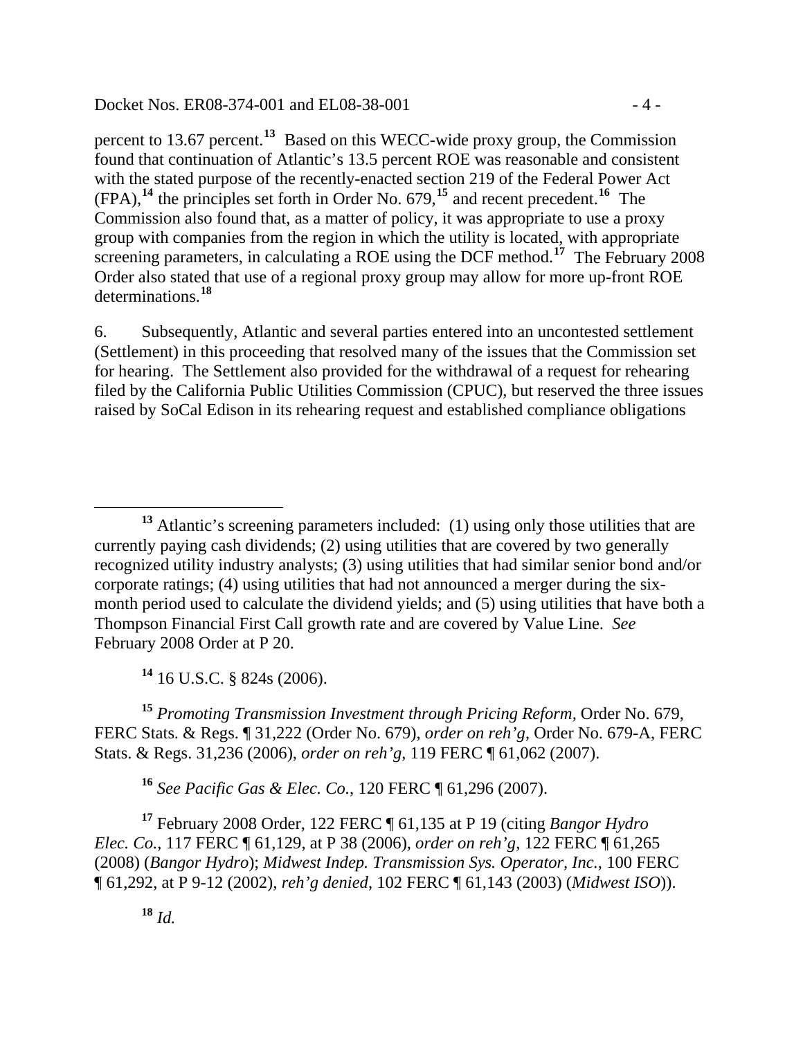percent to 13.67 percent.[13] Based on this WECC-wide proxy group, the Commission found that continuation of Atlantic's 13.5 percent ROE was reasonable and consistent with the stated purpose of the recently-enacted section 219 of the Federal Power Act (FPA),[14] the principles set forth in Order No. 679,[15] and recent precedent.[16] The Commission also found that, as a matter of policy, it was appropriate to use a proxy group with companies from the region in which the utility is located, with appropriate screening parameters, in calculating a ROE using the DCF method.[17] The February 2008 Order also stated that use of a regional proxy group may allow for more up-front ROE determinations.[18]

6. Subsequently, Atlantic and several parties entered into an uncontested settlement (Settlement) in this proceeding that resolved many of the issues that the Commission set for hearing. The Settlement also provided for the withdrawal of a request for rehearing filed by the California Public Utilities Commission (CPUC), but reserved the three issues raised by SoCal Edison in its rehearing request and established compliance obligations

---

[13] Atlantic's screening parameters included: (1) using only those utilities that are currently paying cash dividends; (2) using utilities that are covered by two generally recognized utility industry analysts; (3) using utilities that had similar senior bond and/or corporate ratings; (4) using utilities that had not announced a merger during the six-month period used to calculate the dividend yields; and (5) using utilities that have both a Thompson Financial First Call growth rate and are covered by Value Line. *See* February 2008 Order at P 20.

[14] 16 U.S.C. § 824s (2006).

[15] *Promoting Transmission Investment through Pricing Reform*, Order No. 679, FERC Stats. & Regs. ¶ 31,222 (Order No. 679), *order on reh'g*, Order No. 679-A, FERC Stats. & Regs. 31,236 (2006), *order on reh'g*, 119 FERC ¶ 61,062 (2007).

[16] *See Pacific Gas & Elec. Co.*, 120 FERC ¶ 61,296 (2007).

[17] February 2008 Order, 122 FERC ¶ 61,135 at P 19 (citing *Bangor Hydro Elec. Co.*, 117 FERC ¶ 61,129, at P 38 (2006), *order on reh'g*, 122 FERC ¶ 61,265 (2008) (*Bangor Hydro*); *Midwest Indep. Transmission Sys. Operator, Inc.*, 100 FERC ¶ 61,292, at P 9-12 (2002), *reh'g denied*, 102 FERC ¶ 61,143 (2003) (*Midwest ISO*)).

[18] *Id.*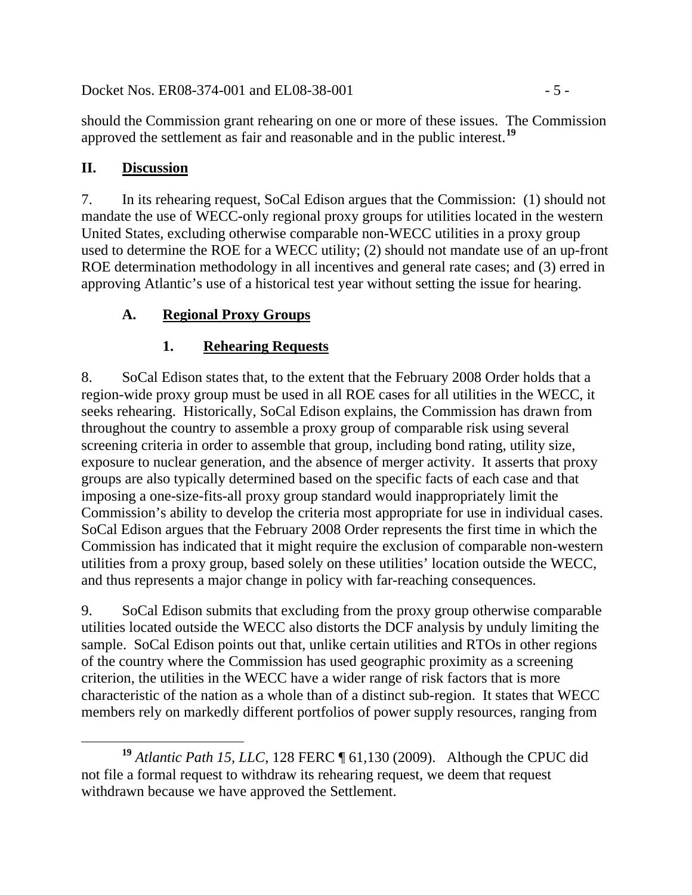should the Commission grant rehearing on one or more of these issues. The Commission approved the settlement as fair and reasonable and in the public interest.[19]

## II. Discussion

7. In its rehearing request, SoCal Edison argues that the Commission: (1) should not mandate the use of WECC-only regional proxy groups for utilities located in the western United States, excluding otherwise comparable non-WECC utilities in a proxy group used to determine the ROE for a WECC utility; (2) should not mandate use of an up-front ROE determination methodology in all incentives and general rate cases; and (3) erred in approving Atlantic's use of a historical test year without setting the issue for hearing.

### A. Regional Proxy Groups

#### 1. Rehearing Requests

8. SoCal Edison states that, to the extent that the February 2008 Order holds that a region-wide proxy group must be used in all ROE cases for all utilities in the WECC, it seeks rehearing. Historically, SoCal Edison explains, the Commission has drawn from throughout the country to assemble a proxy group of comparable risk using several screening criteria in order to assemble that group, including bond rating, utility size, exposure to nuclear generation, and the absence of merger activity. It asserts that proxy groups are also typically determined based on the specific facts of each case and that imposing a one-size-fits-all proxy group standard would inappropriately limit the Commission's ability to develop the criteria most appropriate for use in individual cases. SoCal Edison argues that the February 2008 Order represents the first time in which the Commission has indicated that it might require the exclusion of comparable non-western utilities from a proxy group, based solely on these utilities' location outside the WECC, and thus represents a major change in policy with far-reaching consequences.

9. SoCal Edison submits that excluding from the proxy group otherwise comparable utilities located outside the WECC also distorts the DCF analysis by unduly limiting the sample. SoCal Edison points out that, unlike certain utilities and RTOs in other regions of the country where the Commission has used geographic proximity as a screening criterion, the utilities in the WECC have a wider range of risk factors that is more characteristic of the nation as a whole than of a distinct sub-region. It states that WECC members rely on markedly different portfolios of power supply resources, ranging from

---

[19] *Atlantic Path 15, LLC*, 128 FERC ¶ 61,130 (2009). Although the CPUC did not file a formal request to withdraw its rehearing request, we deem that request withdrawn because we have approved the Settlement.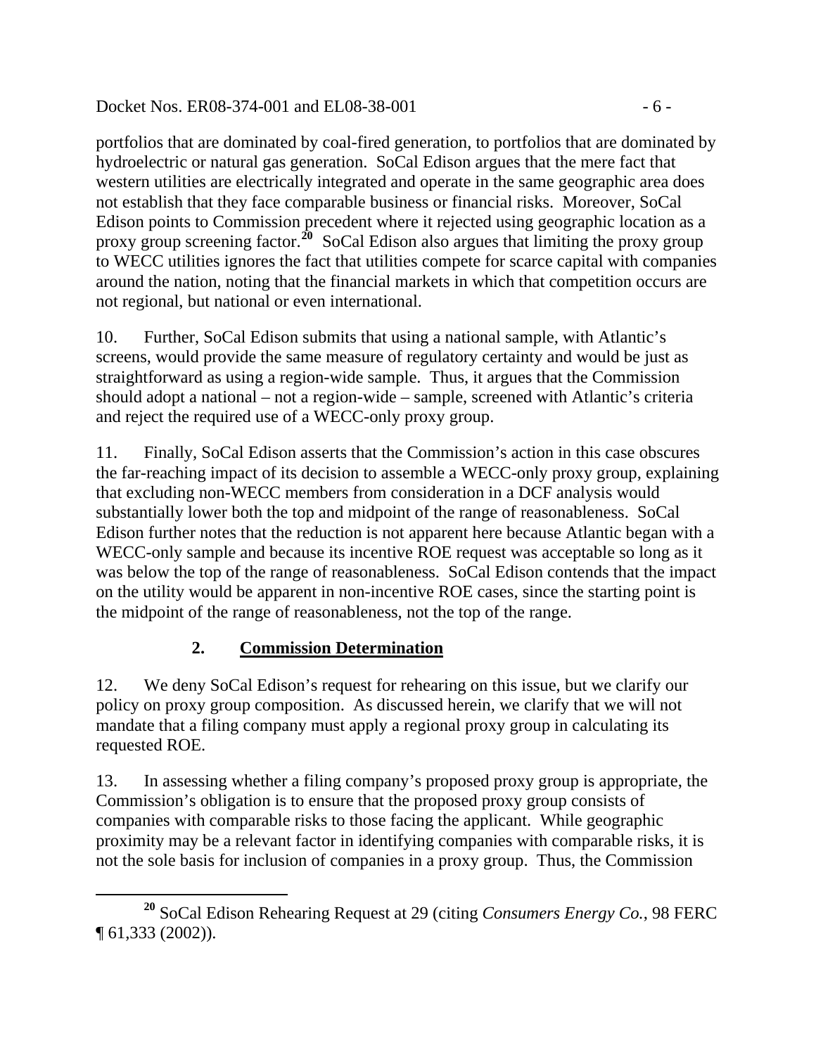portfolios that are dominated by coal-fired generation, to portfolios that are dominated by hydroelectric or natural gas generation. SoCal Edison argues that the mere fact that western utilities are electrically integrated and operate in the same geographic area does not establish that they face comparable business or financial risks. Moreover, SoCal Edison points to Commission precedent where it rejected using geographic location as a proxy group screening factor.[20] SoCal Edison also argues that limiting the proxy group to WECC utilities ignores the fact that utilities compete for scarce capital with companies around the nation, noting that the financial markets in which that competition occurs are not regional, but national or even international.

10. Further, SoCal Edison submits that using a national sample, with Atlantic's screens, would provide the same measure of regulatory certainty and would be just as straightforward as using a region-wide sample. Thus, it argues that the Commission should adopt a national – not a region-wide – sample, screened with Atlantic's criteria and reject the required use of a WECC-only proxy group.

11. Finally, SoCal Edison asserts that the Commission's action in this case obscures the far-reaching impact of its decision to assemble a WECC-only proxy group, explaining that excluding non-WECC members from consideration in a DCF analysis would substantially lower both the top and midpoint of the range of reasonableness. SoCal Edison further notes that the reduction is not apparent here because Atlantic began with a WECC-only sample and because its incentive ROE request was acceptable so long as it was below the top of the range of reasonableness. SoCal Edison contends that the impact on the utility would be apparent in non-incentive ROE cases, since the starting point is the midpoint of the range of reasonableness, not the top of the range.

### 2. Commission Determination

12. We deny SoCal Edison's request for rehearing on this issue, but we clarify our policy on proxy group composition. As discussed herein, we clarify that we will not mandate that a filing company must apply a regional proxy group in calculating its requested ROE.

13. In assessing whether a filing company's proposed proxy group is appropriate, the Commission's obligation is to ensure that the proposed proxy group consists of companies with comparable risks to those facing the applicant. While geographic proximity may be a relevant factor in identifying companies with comparable risks, it is not the sole basis for inclusion of companies in a proxy group. Thus, the Commission

[20] SoCal Edison Rehearing Request at 29 (citing *Consumers Energy Co.*, 98 FERC ¶ 61,333 (2002)).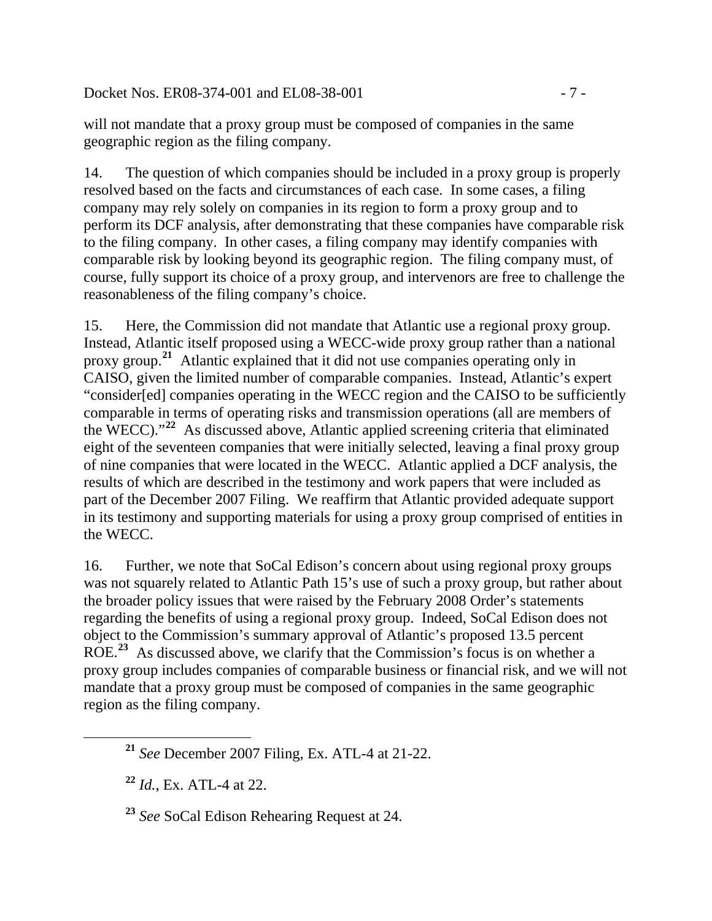will not mandate that a proxy group must be composed of companies in the same geographic region as the filing company.

14. The question of which companies should be included in a proxy group is properly resolved based on the facts and circumstances of each case. In some cases, a filing company may rely solely on companies in its region to form a proxy group and to perform its DCF analysis, after demonstrating that these companies have comparable risk to the filing company. In other cases, a filing company may identify companies with comparable risk by looking beyond its geographic region. The filing company must, of course, fully support its choice of a proxy group, and intervenors are free to challenge the reasonableness of the filing company's choice.

15. Here, the Commission did not mandate that Atlantic use a regional proxy group. Instead, Atlantic itself proposed using a WECC-wide proxy group rather than a national proxy group.[21] Atlantic explained that it did not use companies operating only in CAISO, given the limited number of comparable companies. Instead, Atlantic's expert "consider[ed] companies operating in the WECC region and the CAISO to be sufficiently comparable in terms of operating risks and transmission operations (all are members of the WECC)."[22] As discussed above, Atlantic applied screening criteria that eliminated eight of the seventeen companies that were initially selected, leaving a final proxy group of nine companies that were located in the WECC. Atlantic applied a DCF analysis, the results of which are described in the testimony and work papers that were included as part of the December 2007 Filing. We reaffirm that Atlantic provided adequate support in its testimony and supporting materials for using a proxy group comprised of entities in the WECC.

16. Further, we note that SoCal Edison's concern about using regional proxy groups was not squarely related to Atlantic Path 15's use of such a proxy group, but rather about the broader policy issues that were raised by the February 2008 Order's statements regarding the benefits of using a regional proxy group. Indeed, SoCal Edison does not object to the Commission's summary approval of Atlantic's proposed 13.5 percent ROE.[23] As discussed above, we clarify that the Commission's focus is on whether a proxy group includes companies of comparable business or financial risk, and we will not mandate that a proxy group must be composed of companies in the same geographic region as the filing company.

---

[21] *See* December 2007 Filing, Ex. ATL-4 at 21-22.

[22] *Id.*, Ex. ATL-4 at 22.

[23] *See* SoCal Edison Rehearing Request at 24.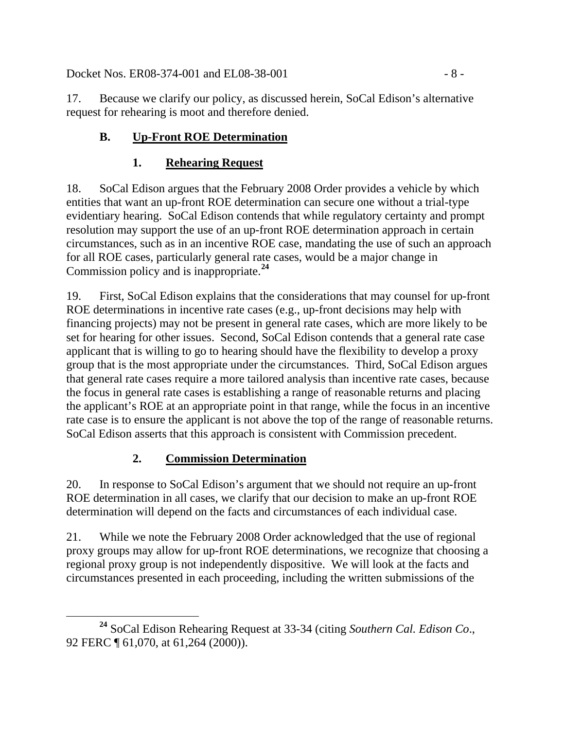17. Because we clarify our policy, as discussed herein, SoCal Edison's alternative request for rehearing is moot and therefore denied.

### B. <u>Up-Front ROE Determination</u>

#### 1. <u>Rehearing Request</u>

18. SoCal Edison argues that the February 2008 Order provides a vehicle by which entities that want an up-front ROE determination can secure one without a trial-type evidentiary hearing. SoCal Edison contends that while regulatory certainty and prompt resolution may support the use of an up-front ROE determination approach in certain circumstances, such as in an incentive ROE case, mandating the use of such an approach for all ROE cases, particularly general rate cases, would be a major change in Commission policy and is inappropriate.[24]

19. First, SoCal Edison explains that the considerations that may counsel for up-front ROE determinations in incentive rate cases (e.g., up-front decisions may help with financing projects) may not be present in general rate cases, which are more likely to be set for hearing for other issues. Second, SoCal Edison contends that a general rate case applicant that is willing to go to hearing should have the flexibility to develop a proxy group that is the most appropriate under the circumstances. Third, SoCal Edison argues that general rate cases require a more tailored analysis than incentive rate cases, because the focus in general rate cases is establishing a range of reasonable returns and placing the applicant's ROE at an appropriate point in that range, while the focus in an incentive rate case is to ensure the applicant is not above the top of the range of reasonable returns. SoCal Edison asserts that this approach is consistent with Commission precedent.

#### 2. <u>Commission Determination</u>

20. In response to SoCal Edison's argument that we should not require an up-front ROE determination in all cases, we clarify that our decision to make an up-front ROE determination will depend on the facts and circumstances of each individual case.

21. While we note the February 2008 Order acknowledged that the use of regional proxy groups may allow for up-front ROE determinations, we recognize that choosing a regional proxy group is not independently dispositive. We will look at the facts and circumstances presented in each proceeding, including the written submissions of the

---

[24] SoCal Edison Rehearing Request at 33-34 (citing *Southern Cal. Edison Co*., 92 FERC ¶ 61,070, at 61,264 (2000)).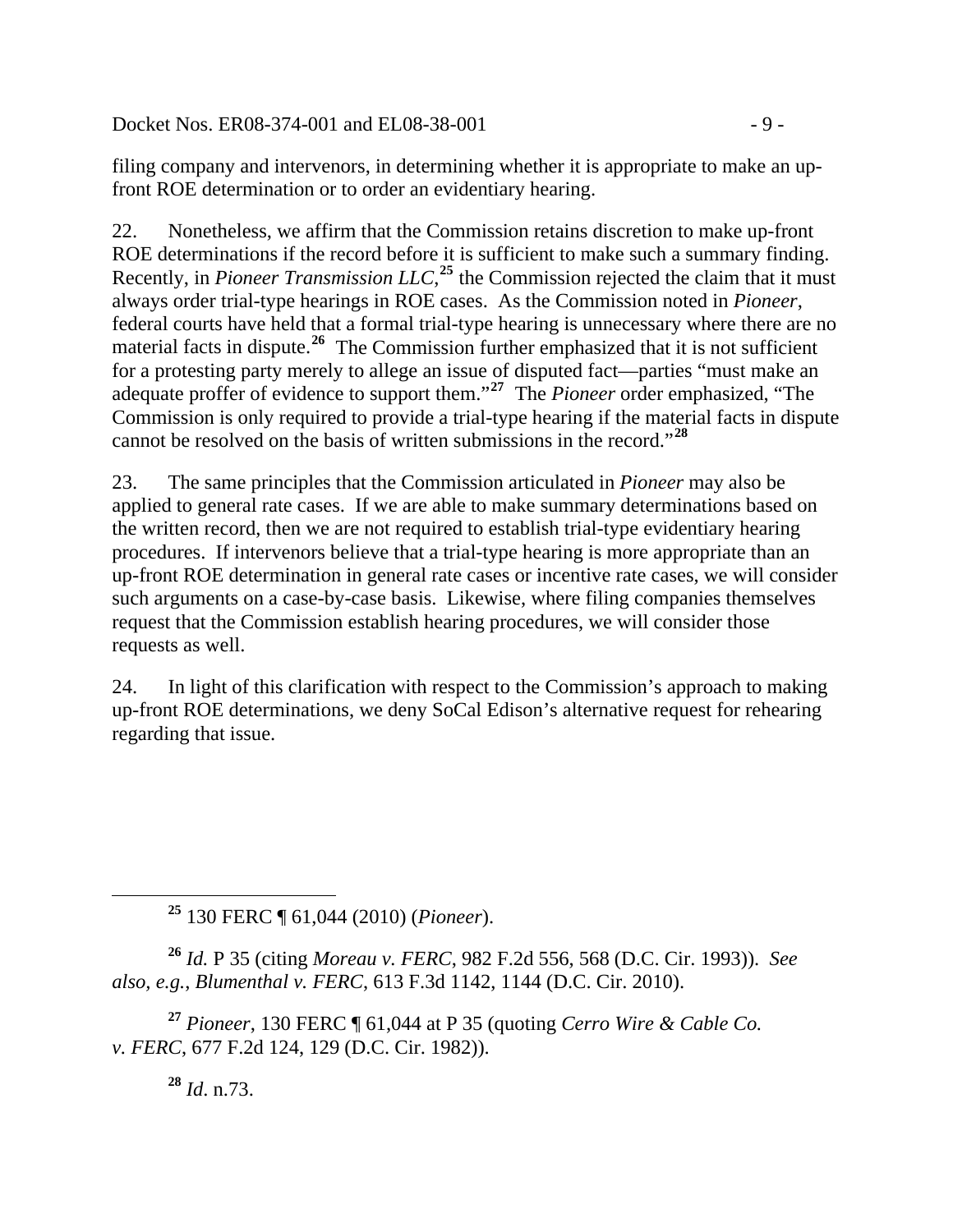filing company and intervenors, in determining whether it is appropriate to make an up-front ROE determination or to order an evidentiary hearing.

22. Nonetheless, we affirm that the Commission retains discretion to make up-front ROE determinations if the record before it is sufficient to make such a summary finding. Recently, in *Pioneer Transmission LLC*,[25] the Commission rejected the claim that it must always order trial-type hearings in ROE cases. As the Commission noted in *Pioneer*, federal courts have held that a formal trial-type hearing is unnecessary where there are no material facts in dispute.[26] The Commission further emphasized that it is not sufficient for a protesting party merely to allege an issue of disputed fact—parties "must make an adequate proffer of evidence to support them."[27] The *Pioneer* order emphasized, "The Commission is only required to provide a trial-type hearing if the material facts in dispute cannot be resolved on the basis of written submissions in the record."[28]

23. The same principles that the Commission articulated in *Pioneer* may also be applied to general rate cases. If we are able to make summary determinations based on the written record, then we are not required to establish trial-type evidentiary hearing procedures. If intervenors believe that a trial-type hearing is more appropriate than an up-front ROE determination in general rate cases or incentive rate cases, we will consider such arguments on a case-by-case basis. Likewise, where filing companies themselves request that the Commission establish hearing procedures, we will consider those requests as well.

24. In light of this clarification with respect to the Commission's approach to making up-front ROE determinations, we deny SoCal Edison's alternative request for rehearing regarding that issue.

---

[25] 130 FERC ¶ 61,044 (2010) (*Pioneer*).

[26] *Id.* P 35 (citing *Moreau v. FERC*, 982 F.2d 556, 568 (D.C. Cir. 1993)). *See also, e.g.*, *Blumenthal v. FERC*, 613 F.3d 1142, 1144 (D.C. Cir. 2010).

[27] *Pioneer*, 130 FERC ¶ 61,044 at P 35 (quoting *Cerro Wire & Cable Co. v. FERC*, 677 F.2d 124, 129 (D.C. Cir. 1982)).

[28] *Id*. n.73.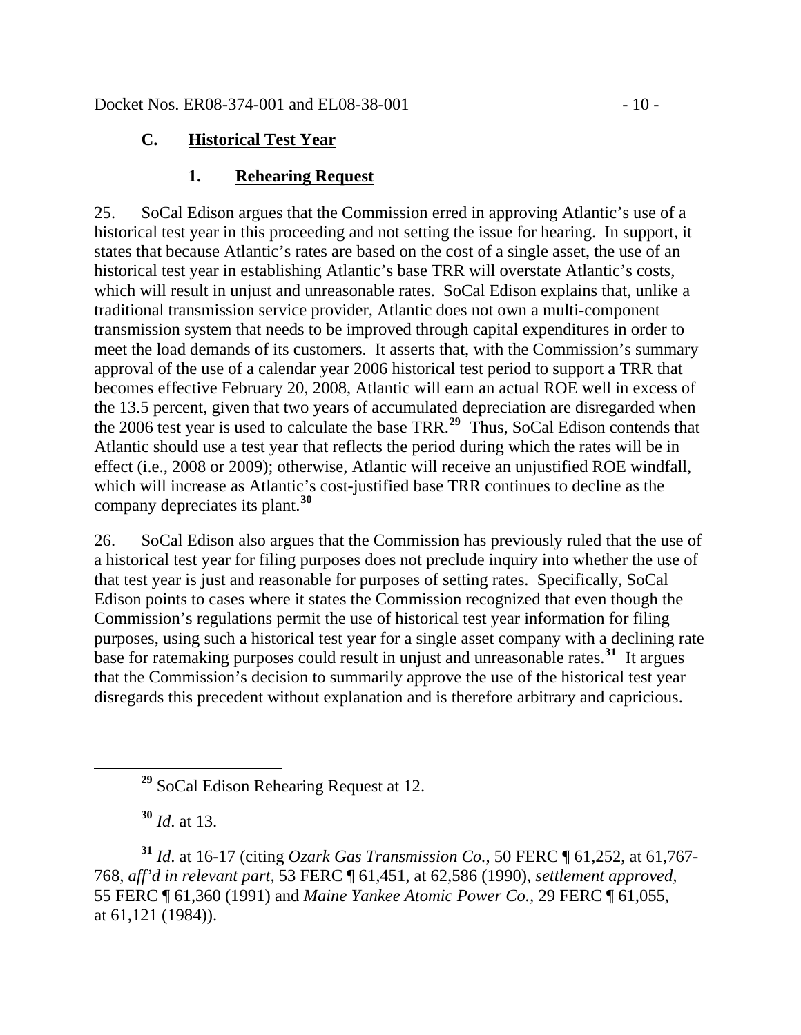### C. Historical Test Year

#### 1. Rehearing Request

25. SoCal Edison argues that the Commission erred in approving Atlantic's use of a historical test year in this proceeding and not setting the issue for hearing. In support, it states that because Atlantic's rates are based on the cost of a single asset, the use of an historical test year in establishing Atlantic's base TRR will overstate Atlantic's costs, which will result in unjust and unreasonable rates. SoCal Edison explains that, unlike a traditional transmission service provider, Atlantic does not own a multi-component transmission system that needs to be improved through capital expenditures in order to meet the load demands of its customers. It asserts that, with the Commission's summary approval of the use of a calendar year 2006 historical test period to support a TRR that becomes effective February 20, 2008, Atlantic will earn an actual ROE well in excess of the 13.5 percent, given that two years of accumulated depreciation are disregarded when the 2006 test year is used to calculate the base TRR.[29] Thus, SoCal Edison contends that Atlantic should use a test year that reflects the period during which the rates will be in effect (i.e., 2008 or 2009); otherwise, Atlantic will receive an unjustified ROE windfall, which will increase as Atlantic's cost-justified base TRR continues to decline as the company depreciates its plant.[30]

26. SoCal Edison also argues that the Commission has previously ruled that the use of a historical test year for filing purposes does not preclude inquiry into whether the use of that test year is just and reasonable for purposes of setting rates. Specifically, SoCal Edison points to cases where it states the Commission recognized that even though the Commission's regulations permit the use of historical test year information for filing purposes, using such a historical test year for a single asset company with a declining rate base for ratemaking purposes could result in unjust and unreasonable rates.[31] It argues that the Commission's decision to summarily approve the use of the historical test year disregards this precedent without explanation and is therefore arbitrary and capricious.

---

[29] SoCal Edison Rehearing Request at 12.

[30] *Id*. at 13.

[31] *Id*. at 16-17 (citing *Ozark Gas Transmission Co.*, 50 FERC ¶ 61,252, at 61,767-768, *aff'd in relevant part*, 53 FERC ¶ 61,451, at 62,586 (1990), *settlement approved*, 55 FERC ¶ 61,360 (1991) and *Maine Yankee Atomic Power Co.*, 29 FERC ¶ 61,055, at 61,121 (1984)).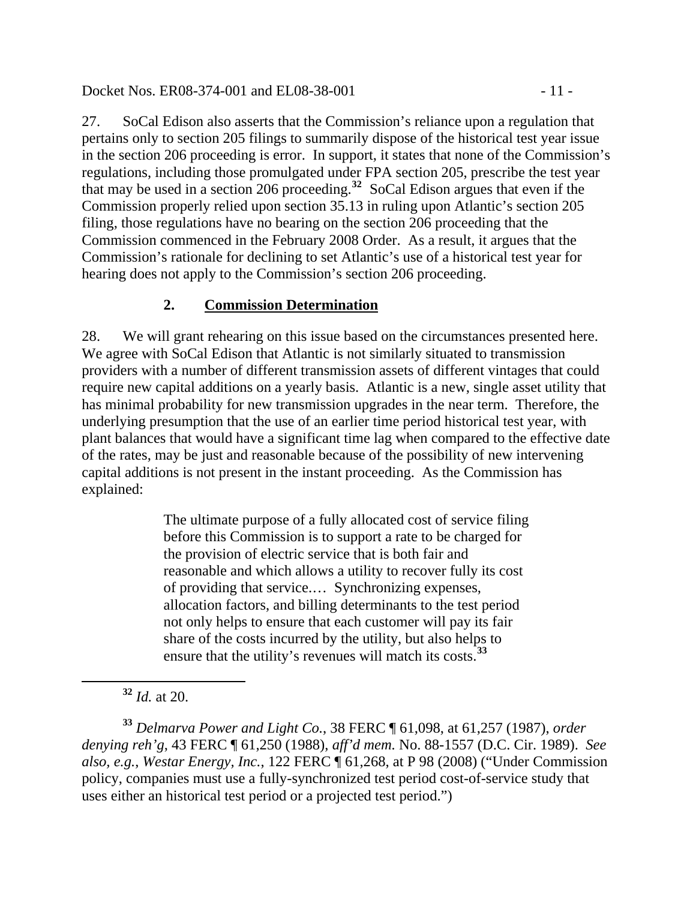27. SoCal Edison also asserts that the Commission's reliance upon a regulation that pertains only to section 205 filings to summarily dispose of the historical test year issue in the section 206 proceeding is error. In support, it states that none of the Commission's regulations, including those promulgated under FPA section 205, prescribe the test year that may be used in a section 206 proceeding.[32] SoCal Edison argues that even if the Commission properly relied upon section 35.13 in ruling upon Atlantic's section 205 filing, those regulations have no bearing on the section 206 proceeding that the Commission commenced in the February 2008 Order. As a result, it argues that the Commission's rationale for declining to set Atlantic's use of a historical test year for hearing does not apply to the Commission's section 206 proceeding.

### 2. **Commission Determination**

28. We will grant rehearing on this issue based on the circumstances presented here. We agree with SoCal Edison that Atlantic is not similarly situated to transmission providers with a number of different transmission assets of different vintages that could require new capital additions on a yearly basis. Atlantic is a new, single asset utility that has minimal probability for new transmission upgrades in the near term. Therefore, the underlying presumption that the use of an earlier time period historical test year, with plant balances that would have a significant time lag when compared to the effective date of the rates, may be just and reasonable because of the possibility of new intervening capital additions is not present in the instant proceeding. As the Commission has explained:

> The ultimate purpose of a fully allocated cost of service filing before this Commission is to support a rate to be charged for the provision of electric service that is both fair and reasonable and which allows a utility to recover fully its cost of providing that service.… Synchronizing expenses, allocation factors, and billing determinants to the test period not only helps to ensure that each customer will pay its fair share of the costs incurred by the utility, but also helps to ensure that the utility's revenues will match its costs.[33]

---

[32] *Id.* at 20.

[33] *Delmarva Power and Light Co.*, 38 FERC ¶ 61,098, at 61,257 (1987), *order denying reh'g*, 43 FERC ¶ 61,250 (1988), *aff'd mem.* No. 88-1557 (D.C. Cir. 1989). *See also, e.g.*, *Westar Energy, Inc.*, 122 FERC ¶ 61,268, at P 98 (2008) ("Under Commission policy, companies must use a fully-synchronized test period cost-of-service study that uses either an historical test period or a projected test period.")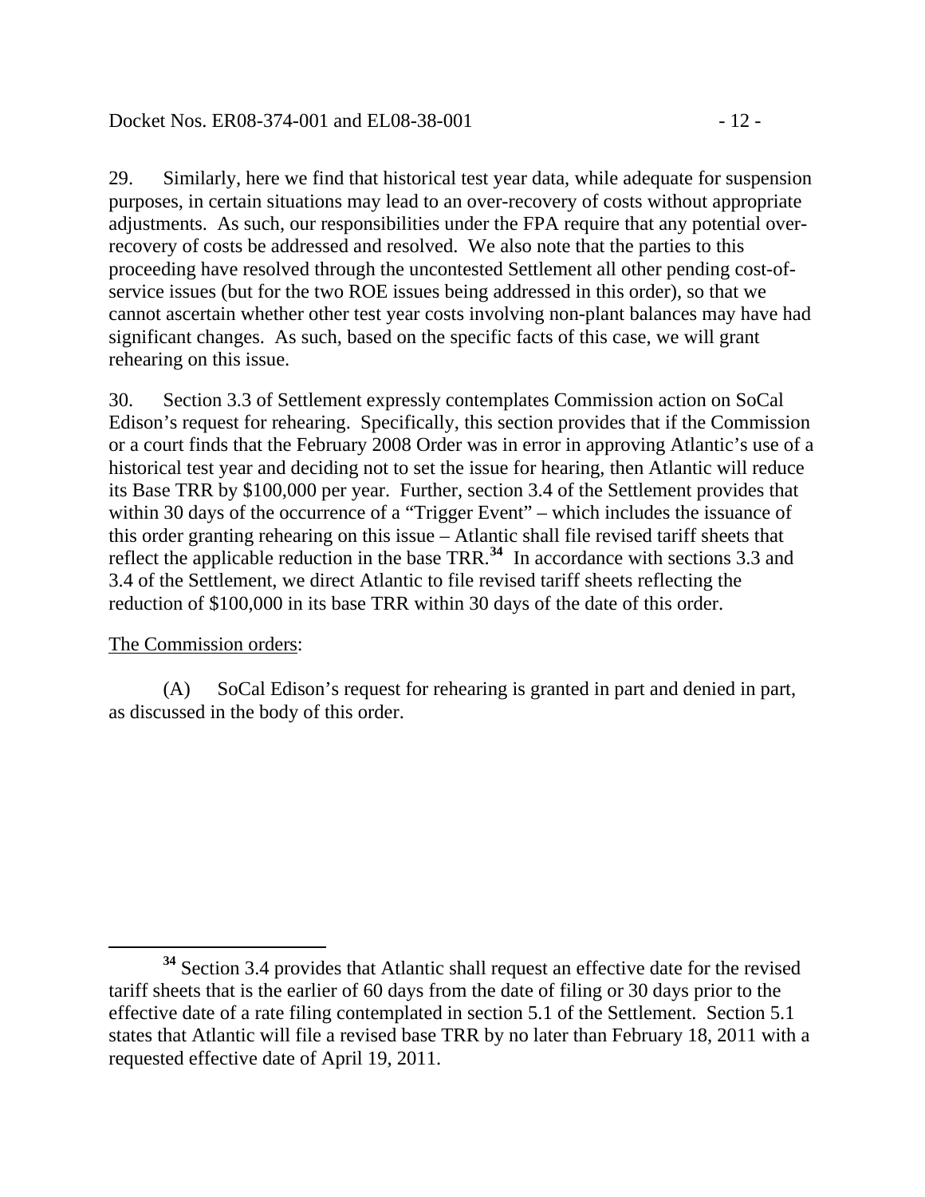29. Similarly, here we find that historical test year data, while adequate for suspension purposes, in certain situations may lead to an over-recovery of costs without appropriate adjustments. As such, our responsibilities under the FPA require that any potential over-recovery of costs be addressed and resolved. We also note that the parties to this proceeding have resolved through the uncontested Settlement all other pending cost-of-service issues (but for the two ROE issues being addressed in this order), so that we cannot ascertain whether other test year costs involving non-plant balances may have had significant changes. As such, based on the specific facts of this case, we will grant rehearing on this issue.

30. Section 3.3 of Settlement expressly contemplates Commission action on SoCal Edison's request for rehearing. Specifically, this section provides that if the Commission or a court finds that the February 2008 Order was in error in approving Atlantic's use of a historical test year and deciding not to set the issue for hearing, then Atlantic will reduce its Base TRR by $100,000 per year. Further, section 3.4 of the Settlement provides that within 30 days of the occurrence of a "Trigger Event" – which includes the issuance of this order granting rehearing on this issue – Atlantic shall file revised tariff sheets that reflect the applicable reduction in the base TRR.[34] In accordance with sections 3.3 and 3.4 of the Settlement, we direct Atlantic to file revised tariff sheets reflecting the reduction of $100,000 in its base TRR within 30 days of the date of this order.

The Commission orders:

(A) SoCal Edison's request for rehearing is granted in part and denied in part, as discussed in the body of this order.

---

[34] Section 3.4 provides that Atlantic shall request an effective date for the revised tariff sheets that is the earlier of 60 days from the date of filing or 30 days prior to the effective date of a rate filing contemplated in section 5.1 of the Settlement. Section 5.1 states that Atlantic will file a revised base TRR by no later than February 18, 2011 with a requested effective date of April 19, 2011.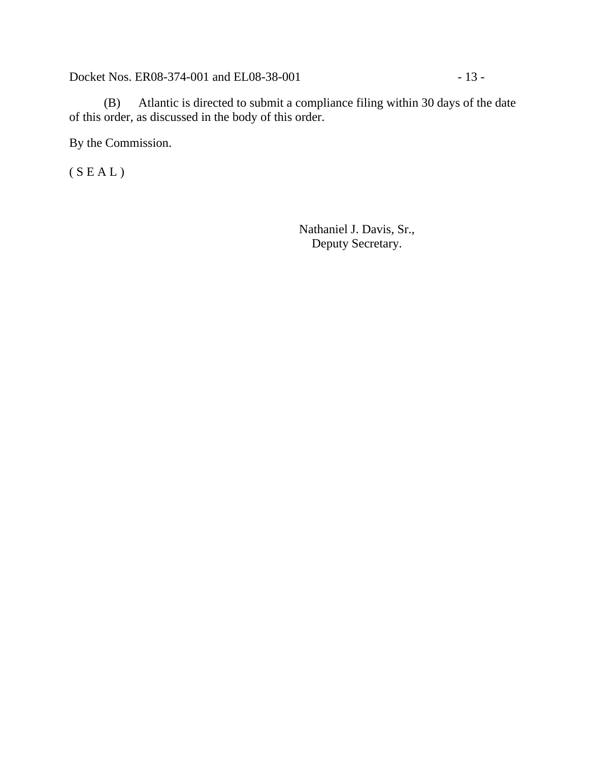(B) Atlantic is directed to submit a compliance filing within 30 days of the date of this order, as discussed in the body of this order.

By the Commission.

( S E A L )

Nathaniel J. Davis, Sr.,
Deputy Secretary.